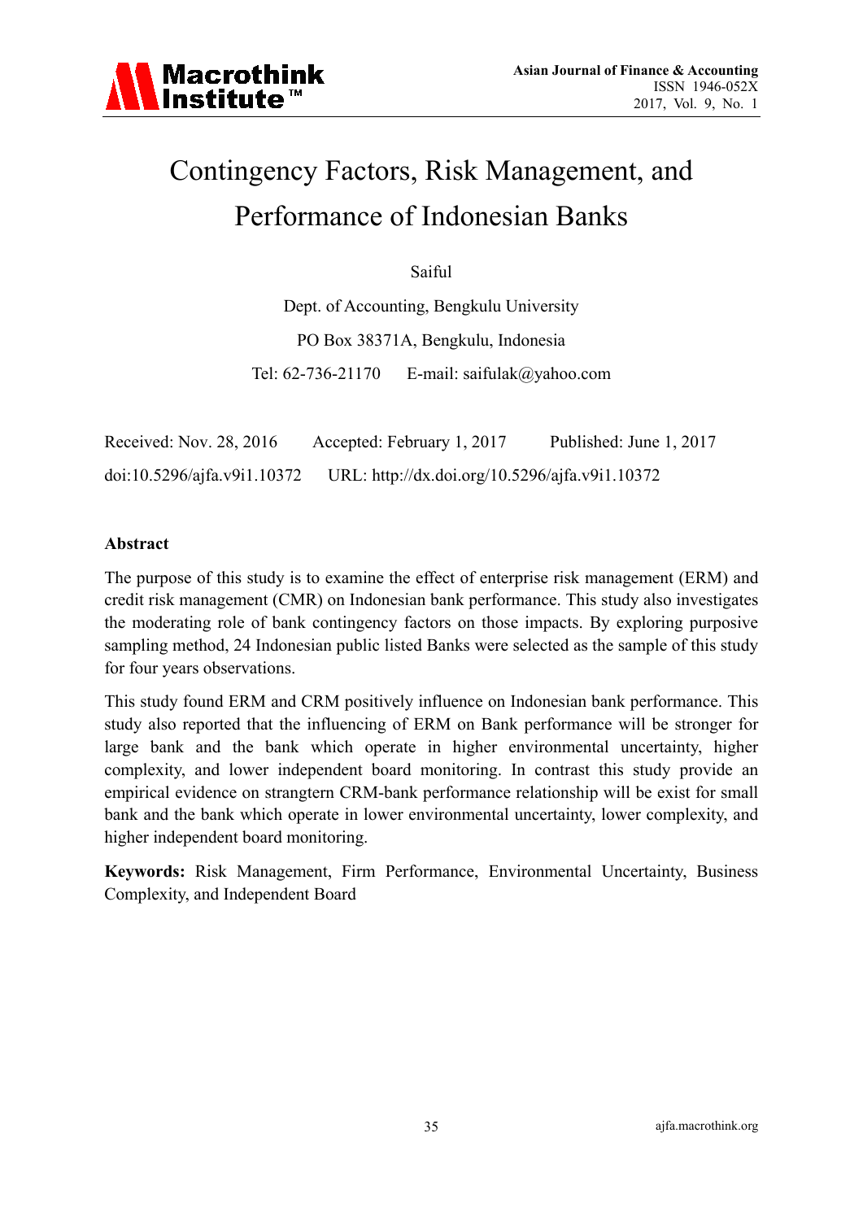# Contingency Factors, Risk Management, and Performance of Indonesian Banks

Saiful

Dept. of Accounting, Bengkulu University

PO Box 38371A, Bengkulu, Indonesia

Tel: 62-736-21170 E-mail: saifulak@yahoo.com

Received: Nov. 28, 2016 Accepted: February 1, 2017 Published: June 1, 2017

doi:10.5296/ajfa.v9i1.10372 URL: http://dx.doi.org/10.5296/ajfa.v9i1.10372

## Abstract

The purpose of this study is to examine the effect of enterprise risk management (ERM) and credit risk management (CMR) on Indonesian bank performance. This study also investigates the moderating role of bank contingency factors on those impacts. By exploring purposive sampling method, 24 Indonesian public listed Banks were selected as the sample of this study for four years observations.

This study found ERM and CRM positively influence on Indonesian bank performance. This study also reported that the influencing of ERM on Bank performance will be stronger for large bank and the bank which operate in higher environmental uncertainty, higher complexity, and lower independent board monitoring. In contrast this study provide an empirical evidence on strangtern CRM-bank performance relationship will be exist for small bank and the bank which operate in lower environmental uncertainty, lower complexity, and higher independent board monitoring.

**Keywords:** Risk Management, Firm Performance, Environmental Uncertainty, Business Complexity, and Independent Board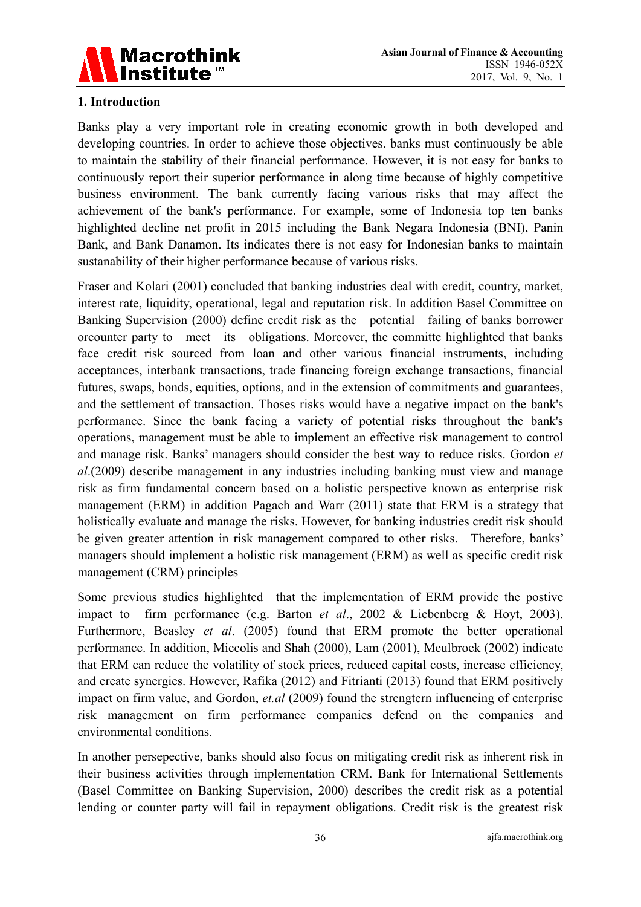## 1. Introduction

Banks play a very important role in creating economic growth in both developed and developing countries. In order to achieve those objectives. banks must continuously be able to maintain the stability of their financial performance. However, it is not easy for banks to continuously report their superior performance in along time because of highly competitive business environment. The bank currently facing various risks that may affect the achievement of the bank's performance. For example, some of Indonesia top ten banks highlighted decline net profit in 2015 including the Bank Negara Indonesia (BNI), Panin Bank, and Bank Danamon. Its indicates there is not easy for Indonesian banks to maintain sustanability of their higher performance because of various risks.

Fraser and Kolari (2001) concluded that banking industries deal with credit, country, market, interest rate, liquidity, operational, legal and reputation risk. In addition Basel Committee on Banking Supervision (2000) define credit risk as the potential failing of banks borrower orcounter party to meet its obligations. Moreover, the committe highlighted that banks face credit risk sourced from loan and other various financial instruments, including acceptances, interbank transactions, trade financing foreign exchange transactions, financial futures, swaps, bonds, equities, options, and in the extension of commitments and guarantees, and the settlement of transaction. Thoses risks would have a negative impact on the bank's performance. Since the bank facing a variety of potential risks throughout the bank's operations, management must be able to implement an effective risk management to control and manage risk. Banks' managers should consider the best way to reduce risks. Gordon *et al*.(2009) describe management in any industries including banking must view and manage risk as firm fundamental concern based on a holistic perspective known as enterprise risk management (ERM) in addition Pagach and Warr (2011) state that ERM is a strategy that holistically evaluate and manage the risks. However, for banking industries credit risk should be given greater attention in risk management compared to other risks. Therefore, banks' managers should implement a holistic risk management (ERM) as well as specific credit risk management (CRM) principles

Some previous studies highlighted that the implementation of ERM provide the postive impact to firm performance (e.g. Barton *et al*., 2002 & Liebenberg & Hoyt, 2003). Furthermore, Beasley *et al*. (2005) found that ERM promote the better operational performance. In addition, Miccolis and Shah (2000), Lam (2001), Meulbroek (2002) indicate that ERM can reduce the volatility of stock prices, reduced capital costs, increase efficiency, and create synergies. However, Rafika (2012) and Fitrianti (2013) found that ERM positively impact on firm value, and Gordon, *et.al* (2009) found the strengtern influencing of enterprise risk management on firm performance companies defend on the companies and environmental conditions.

In another persepective, banks should also focus on mitigating credit risk as inherent risk in their business activities through implementation CRM. Bank for International Settlements (Basel Committee on Banking Supervision, 2000) describes the credit risk as a potential lending or counter party will fail in repayment obligations. Credit risk is the greatest risk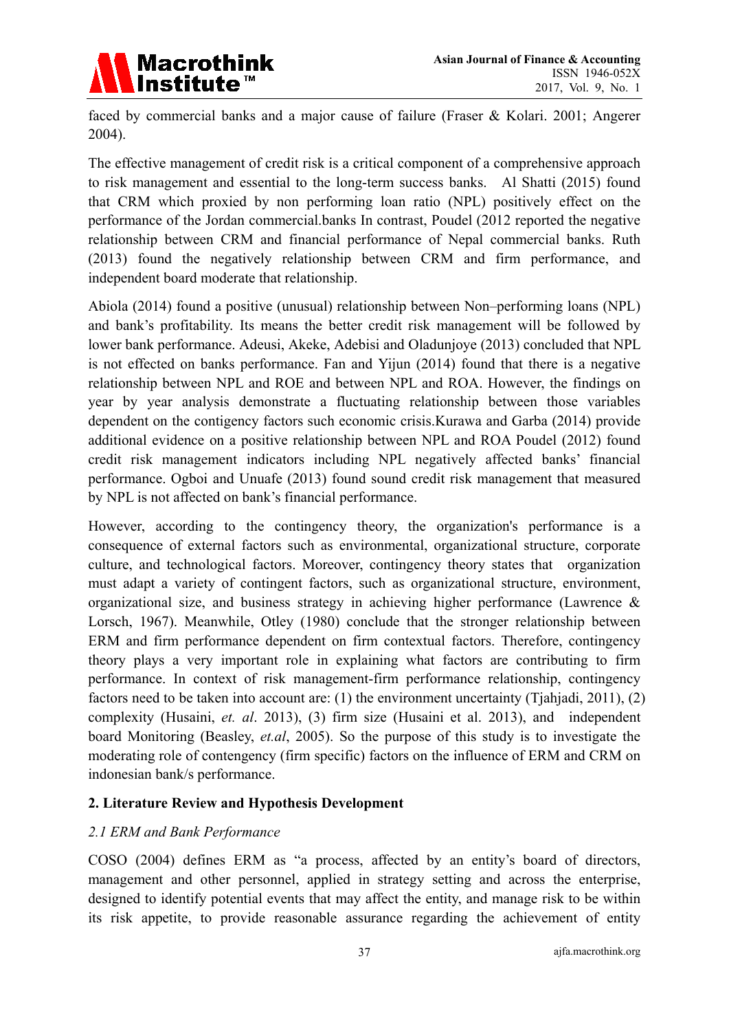faced by commercial banks and a major cause of failure (Fraser & Kolari. 2001; Angerer 2004).

The effective management of credit risk is a critical component of a comprehensive approach to risk management and essential to the long-term success banks.  Al Shatti (2015) found that CRM which proxied by non performing loan ratio (NPL) positively effect on the performance of the Jordan commercial.banks In contrast, Poudel (2012 reported the negative relationship between CRM and financial performance of Nepal commercial banks. Ruth (2013) found the negatively relationship between CRM and firm performance, and independent board moderate that relationship.

Abiola (2014) found a positive (unusual) relationship between Non–performing loans (NPL) and bank's profitability. Its means the better credit risk management will be followed by lower bank performance. Adeusi, Akeke, Adebisi and Oladunjoye (2013) concluded that NPL is not effected on banks performance. Fan and Yijun (2014) found that there is a negative relationship between NPL and ROE and between NPL and ROA. However, the findings on year by year analysis demonstrate a fluctuating relationship between those variables dependent on the contigency factors such economic crisis.Kurawa and Garba (2014) provide additional evidence on a positive relationship between NPL and ROA Poudel (2012) found credit risk management indicators including NPL negatively affected banks' financial performance. Ogboi and Unuafe (2013) found sound credit risk management that measured by NPL is not affected on bank's financial performance.

However, according to the contingency theory, the organization's performance is a consequence of external factors such as environmental, organizational structure, corporate culture, and technological factors. Moreover, contingency theory states that  organization must adapt a variety of contingent factors, such as organizational structure, environment, organizational size, and business strategy in achieving higher performance (Lawrence & Lorsch, 1967). Meanwhile, Otley (1980) conclude that the stronger relationship between ERM and firm performance dependent on firm contextual factors. Therefore, contingency theory plays a very important role in explaining what factors are contributing to firm performance. In context of risk management-firm performance relationship, contingency factors need to be taken into account are: (1) the environment uncertainty (Tjahjadi, 2011), (2) complexity (Husaini, *et. al*. 2013), (3) firm size (Husaini et al. 2013), and  independent board Monitoring (Beasley, *et.al*, 2005). So the purpose of this study is to investigate the moderating role of contengency (firm specific) factors on the influence of ERM and CRM on indonesian bank/s performance.

## 2. Literature Review and Hypothesis Development

### *2.1 ERM and Bank Performance*

COSO (2004) defines ERM as "a process, affected by an entity's board of directors, management and other personnel, applied in strategy setting and across the enterprise, designed to identify potential events that may affect the entity, and manage risk to be within its risk appetite, to provide reasonable assurance regarding the achievement of entity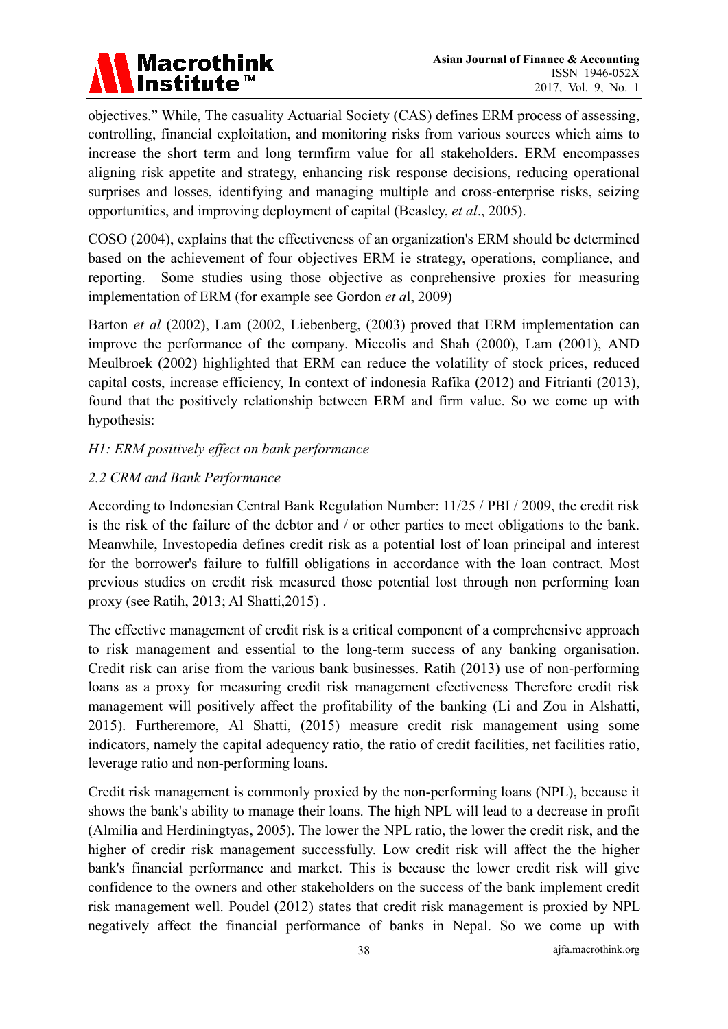objectives." While, The casuality Actuarial Society (CAS) defines ERM process of assessing, controlling, financial exploitation, and monitoring risks from various sources which aims to increase the short term and long termfirm value for all stakeholders. ERM encompasses aligning risk appetite and strategy, enhancing risk response decisions, reducing operational surprises and losses, identifying and managing multiple and cross-enterprise risks, seizing opportunities, and improving deployment of capital (Beasley, *et al*., 2005).

COSO (2004), explains that the effectiveness of an organization's ERM should be determined based on the achievement of four objectives ERM ie strategy, operations, compliance, and reporting. Some studies using those objective as conprehensive proxies for measuring implementation of ERM (for example see Gordon *et a*l, 2009)

Barton *et al* (2002), Lam (2002, Liebenberg, (2003) proved that ERM implementation can improve the performance of the company. Miccolis and Shah (2000), Lam (2001), AND Meulbroek (2002) highlighted that ERM can reduce the volatility of stock prices, reduced capital costs, increase efficiency, In context of indonesia Rafika (2012) and Fitrianti (2013), found that the positively relationship between ERM and firm value. So we come up with hypothesis:

*H1: ERM positively effect on bank performance*

### *2.2 CRM and Bank Performance*

According to Indonesian Central Bank Regulation Number: 11/25 / PBI / 2009, the credit risk is the risk of the failure of the debtor and / or other parties to meet obligations to the bank. Meanwhile, Investopedia defines credit risk as a potential lost of loan principal and interest for the borrower's failure to fulfill obligations in accordance with the loan contract. Most previous studies on credit risk measured those potential lost through non performing loan proxy (see Ratih, 2013; Al Shatti,2015) .

The effective management of credit risk is a critical component of a comprehensive approach to risk management and essential to the long-term success of any banking organisation. Credit risk can arise from the various bank businesses. Ratih (2013) use of non-performing loans as a proxy for measuring credit risk management efectiveness Therefore credit risk management will positively affect the profitability of the banking (Li and Zou in Alshatti, 2015). Furtheremore, Al Shatti, (2015) measure credit risk management using some indicators, namely the capital adequency ratio, the ratio of credit facilities, net facilities ratio, leverage ratio and non-performing loans.

Credit risk management is commonly proxied by the non-performing loans (NPL), because it shows the bank's ability to manage their loans. The high NPL will lead to a decrease in profit (Almilia and Herdiningtyas, 2005). The lower the NPL ratio, the lower the credit risk, and the higher of credir risk management successfully. Low credit risk will affect the the higher bank's financial performance and market. This is because the lower credit risk will give confidence to the owners and other stakeholders on the success of the bank implement credit risk management well. Poudel (2012) states that credit risk management is proxied by NPL negatively affect the financial performance of banks in Nepal. So we come up with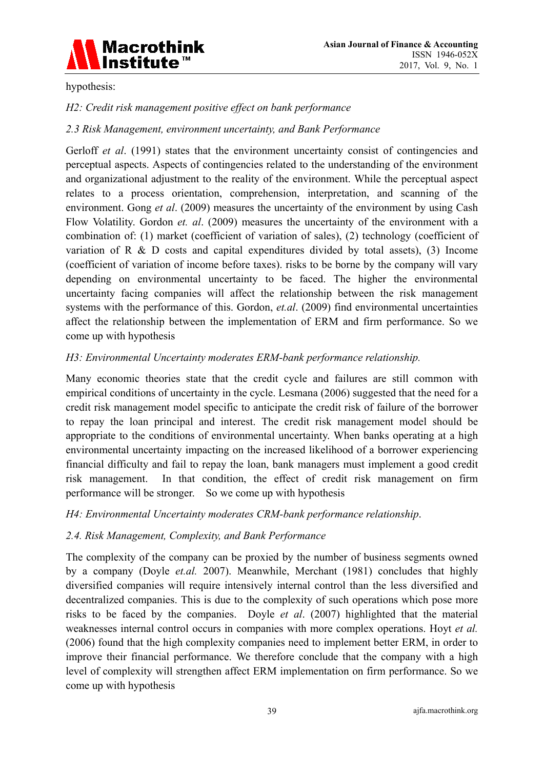hypothesis:

*H2: Credit risk management positive effect on bank performance*

*2.3 Risk Management, environment uncertainty, and Bank Performance*

Gerloff *et al*. (1991) states that the environment uncertainty consist of contingencies and perceptual aspects. Aspects of contingencies related to the understanding of the environment and organizational adjustment to the reality of the environment. While the perceptual aspect relates to a process orientation, comprehension, interpretation, and scanning of the environment. Gong *et al*. (2009) measures the uncertainty of the environment by using Cash Flow Volatility. Gordon *et. al*. (2009) measures the uncertainty of the environment with a combination of: (1) market (coefficient of variation of sales), (2) technology (coefficient of variation of R & D costs and capital expenditures divided by total assets), (3) Income (coefficient of variation of income before taxes). risks to be borne by the company will vary depending on environmental uncertainty to be faced. The higher the environmental uncertainty facing companies will affect the relationship between the risk management systems with the performance of this. Gordon, *et.al*. (2009) find environmental uncertainties affect the relationship between the implementation of ERM and firm performance. So we come up with hypothesis

*H3: Environmental Uncertainty moderates ERM-bank performance relationship.*

Many economic theories state that the credit cycle and failures are still common with empirical conditions of uncertainty in the cycle. Lesmana (2006) suggested that the need for a credit risk management model specific to anticipate the credit risk of failure of the borrower to repay the loan principal and interest. The credit risk management model should be appropriate to the conditions of environmental uncertainty. When banks operating at a high environmental uncertainty impacting on the increased likelihood of a borrower experiencing financial difficulty and fail to repay the loan, bank managers must implement a good credit risk management. In that condition, the effect of credit risk management on firm performance will be stronger. So we come up with hypothesis

*H4: Environmental Uncertainty moderates CRM-bank performance relationship.*

*2.4. Risk Management, Complexity, and Bank Performance*

The complexity of the company can be proxied by the number of business segments owned by a company (Doyle *et.al.* 2007). Meanwhile, Merchant (1981) concludes that highly diversified companies will require intensively internal control than the less diversified and decentralized companies. This is due to the complexity of such operations which pose more risks to be faced by the companies. Doyle *et al*. (2007) highlighted that the material weaknesses internal control occurs in companies with more complex operations. Hoyt *et al.* (2006) found that the high complexity companies need to implement better ERM, in order to improve their financial performance. We therefore conclude that the company with a high level of complexity will strengthen affect ERM implementation on firm performance. So we come up with hypothesis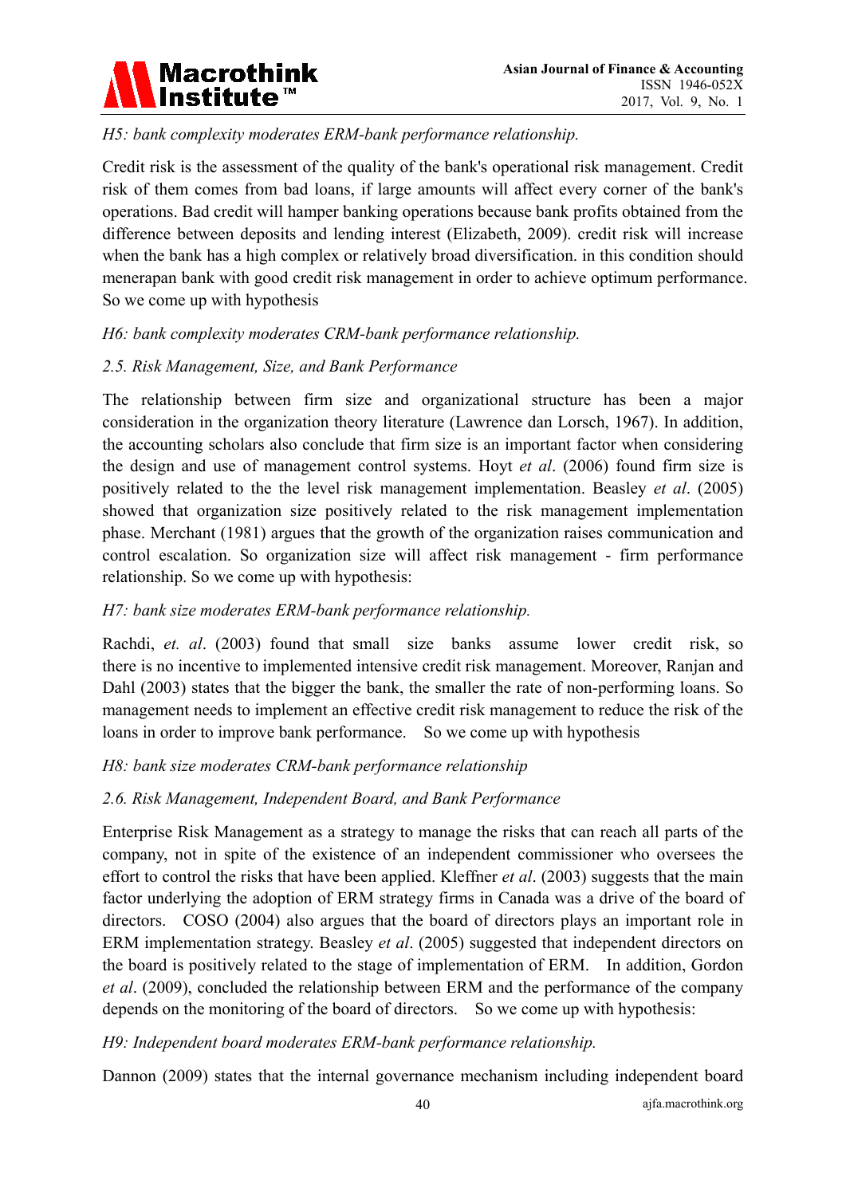*H5: bank complexity moderates ERM-bank performance relationship.*

Credit risk is the assessment of the quality of the bank's operational risk management. Credit risk of them comes from bad loans, if large amounts will affect every corner of the bank's operations. Bad credit will hamper banking operations because bank profits obtained from the difference between deposits and lending interest (Elizabeth, 2009). credit risk will increase when the bank has a high complex or relatively broad diversification. in this condition should menerapan bank with good credit risk management in order to achieve optimum performance. So we come up with hypothesis

*H6: bank complexity moderates CRM-bank performance relationship.*

### *2.5. Risk Management, Size, and Bank Performance*

The relationship between firm size and organizational structure has been a major consideration in the organization theory literature (Lawrence dan Lorsch, 1967). In addition, the accounting scholars also conclude that firm size is an important factor when considering the design and use of management control systems. Hoyt *et al*. (2006) found firm size is positively related to the the level risk management implementation. Beasley *et al*. (2005) showed that organization size positively related to the risk management implementation phase. Merchant (1981) argues that the growth of the organization raises communication and control escalation. So organization size will affect risk management - firm performance relationship. So we come up with hypothesis:

*H7: bank size moderates ERM-bank performance relationship.*

Rachdi, *et. al*. (2003) found that small size banks assume lower credit risk, so there is no incentive to implemented intensive credit risk management. Moreover, Ranjan and Dahl (2003) states that the bigger the bank, the smaller the rate of non-performing loans. So management needs to implement an effective credit risk management to reduce the risk of the loans in order to improve bank performance. So we come up with hypothesis

*H8: bank size moderates CRM-bank performance relationship*

### *2.6. Risk Management, Independent Board, and Bank Performance*

Enterprise Risk Management as a strategy to manage the risks that can reach all parts of the company, not in spite of the existence of an independent commissioner who oversees the effort to control the risks that have been applied. Kleffner *et al*. (2003) suggests that the main factor underlying the adoption of ERM strategy firms in Canada was a drive of the board of directors. COSO (2004) also argues that the board of directors plays an important role in ERM implementation strategy. Beasley *et al*. (2005) suggested that independent directors on the board is positively related to the stage of implementation of ERM. In addition, Gordon *et al*. (2009), concluded the relationship between ERM and the performance of the company depends on the monitoring of the board of directors. So we come up with hypothesis:

*H9: Independent board moderates ERM-bank performance relationship.*

Dannon (2009) states that the internal governance mechanism including independent board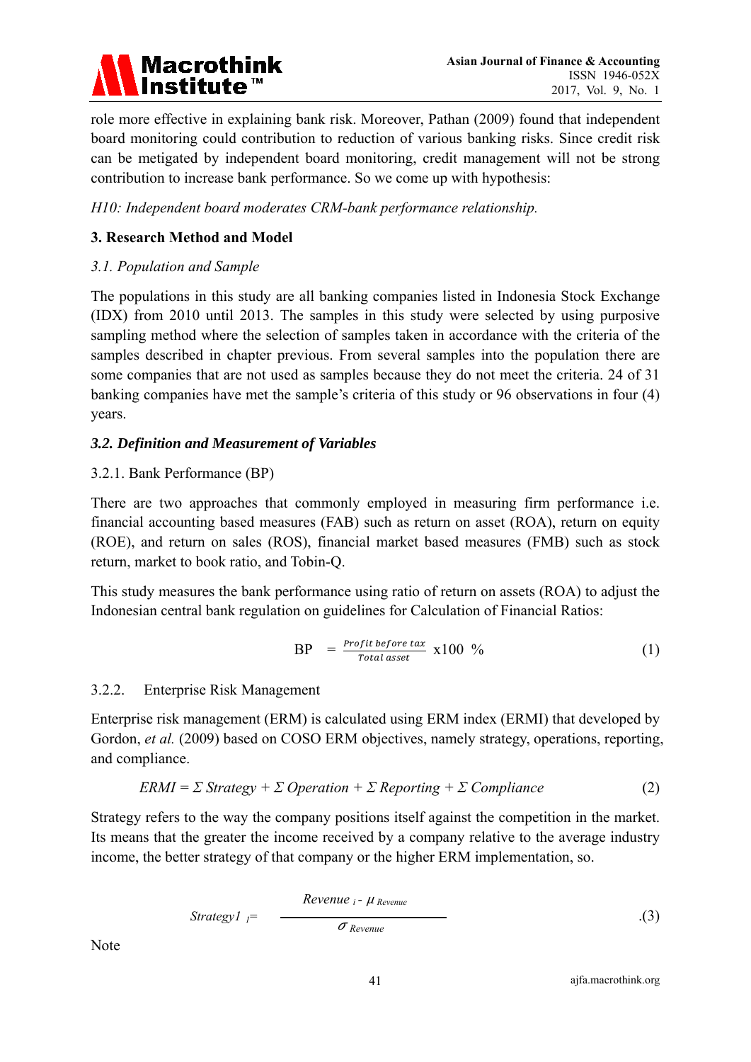role more effective in explaining bank risk. Moreover, Pathan (2009) found that independent board monitoring could contribution to reduction of various banking risks. Since credit risk can be metigated by independent board monitoring, credit management will not be strong contribution to increase bank performance. So we come up with hypothesis:

*H10: Independent board moderates CRM-bank performance relationship.*

## 3. Research Method and Model

### *3.1. Population and Sample*

The populations in this study are all banking companies listed in Indonesia Stock Exchange (IDX) from 2010 until 2013. The samples in this study were selected by using purposive sampling method where the selection of samples taken in accordance with the criteria of the samples described in chapter previous. From several samples into the population there are some companies that are not used as samples because they do not meet the criteria. 24 of 31 banking companies have met the sample's criteria of this study or 96 observations in four (4) years.

### ***3.2. Definition and Measurement of Variables***

#### 3.2.1. Bank Performance (BP)

There are two approaches that commonly employed in measuring firm performance i.e. financial accounting based measures (FAB) such as return on asset (ROA), return on equity (ROE), and return on sales (ROS), financial market based measures (FMB) such as stock return, market to book ratio, and Tobin-Q.

This study measures the bank performance using ratio of return on assets (ROA) to adjust the Indonesian central bank regulation on guidelines for Calculation of Financial Ratios:

$$BP = \frac{Profit\ before\ tax}{Total\ asset} \times 100\ \% \tag{1}$$

#### 3.2.2. Enterprise Risk Management

Enterprise risk management (ERM) is calculated using ERM index (ERMI) that developed by Gordon, *et al.* (2009) based on COSO ERM objectives, namely strategy, operations, reporting, and compliance.

$$ERMI = \Sigma\ Strategy + \Sigma\ Operation + \Sigma\ Reporting + \Sigma\ Compliance \tag{2}$$

Strategy refers to the way the company positions itself against the competition in the market. Its means that the greater the income received by a company relative to the average industry income, the better strategy of that company or the higher ERM implementation, so.

$$Strategy1_{\ i} = \frac{Revenue_{\ i} - \mu_{\ Revenue}}{\sigma_{\ Revenue}} \tag{3}$$

Note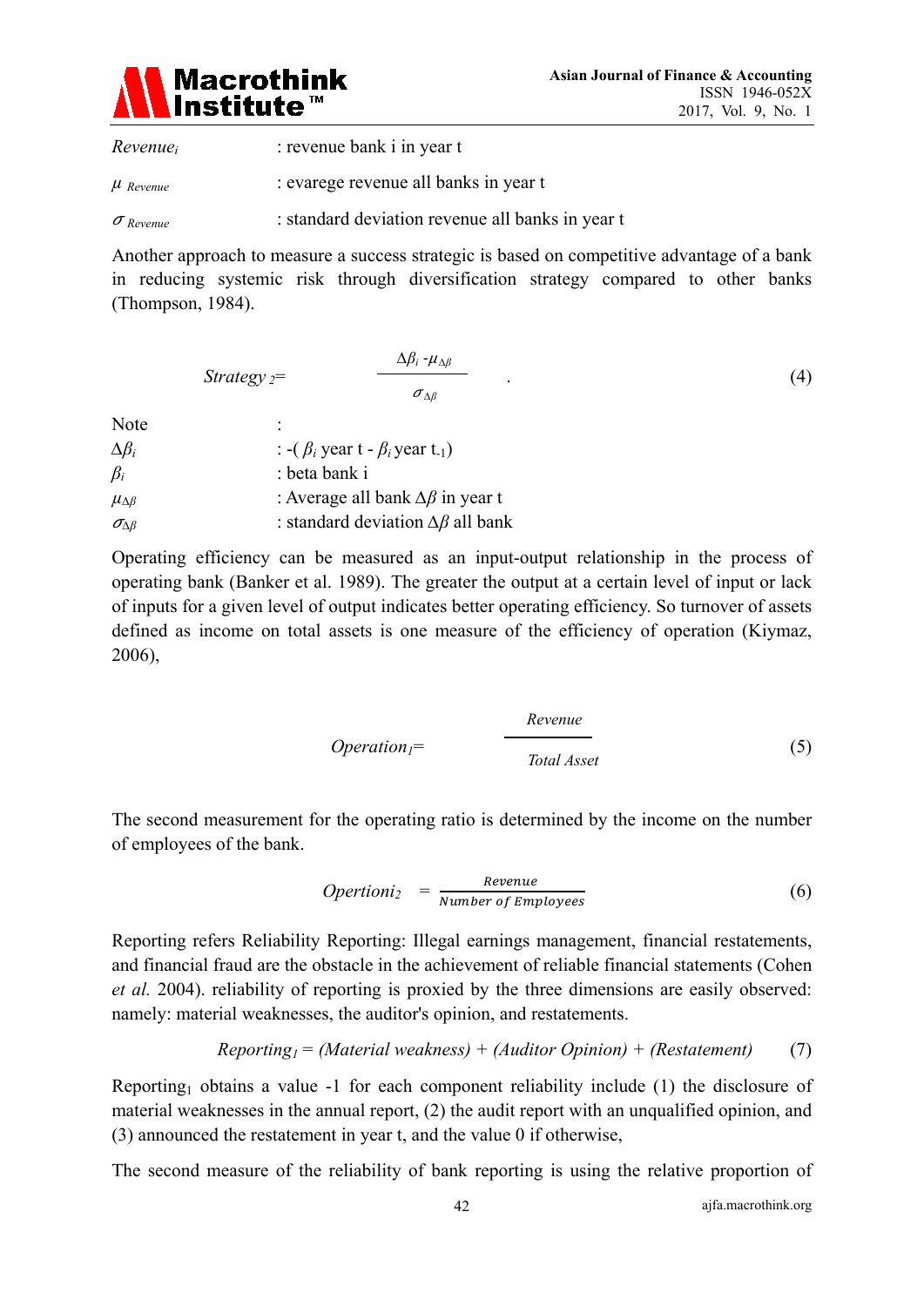| | |
|---|---|
| $Revenue_i$ | : revenue bank i in year t |
| $\mu_{Revenue}$ | : evarege revenue all banks in year t |
| $\sigma_{Revenue}$ | : standard deviation revenue all banks in year t |

Another approach to measure a success strategic is based on competitive advantage of a bank in reducing systemic risk through diversification strategy compared to other banks (Thompson, 1984).

$$Strategy_2 = \frac{\Delta\beta_i - \mu_{\Delta\beta}}{\sigma_{\Delta\beta}} \quad . \tag{4}$$

| | |
|---|---|
| Note | : |
| $\Delta\beta_i$ | : $-(\beta_i$ year t - $\beta_i$ year $t_{-1})$ |
| $\beta_i$ | : beta bank i |
| $\mu_{\Delta\beta}$ | : Average all bank $\Delta\beta$ in year t |
| $\sigma_{\Delta\beta}$ | : standard deviation $\Delta\beta$ all bank |

Operating efficiency can be measured as an input-output relationship in the process of operating bank (Banker et al. 1989). The greater the output at a certain level of input or lack of inputs for a given level of output indicates better operating efficiency. So turnover of assets defined as income on total assets is one measure of the efficiency of operation (Kiymaz, 2006),

$$Operation_1 = \frac{Revenue}{Total\ Asset} \tag{5}$$

The second measurement for the operating ratio is determined by the income on the number of employees of the bank.

$$Opertioni_2 = \frac{Revenue}{Number\ of\ Employees} \tag{6}$$

Reporting refers Reliability Reporting: Illegal earnings management, financial restatements, and financial fraud are the obstacle in the achievement of reliable financial statements (Cohen *et al.* 2004). reliability of reporting is proxied by the three dimensions are easily observed: namely: material weaknesses, the auditor's opinion, and restatements.

$$Reporting_1 = (Material\ weakness) + (Auditor\ Opinion) + (Restatement) \tag{7}$$

$Reporting_1$ obtains a value -1 for each component reliability include (1) the disclosure of material weaknesses in the annual report, (2) the audit report with an unqualified opinion, and (3) announced the restatement in year t, and the value 0 if otherwise,

The second measure of the reliability of bank reporting is using the relative proportion of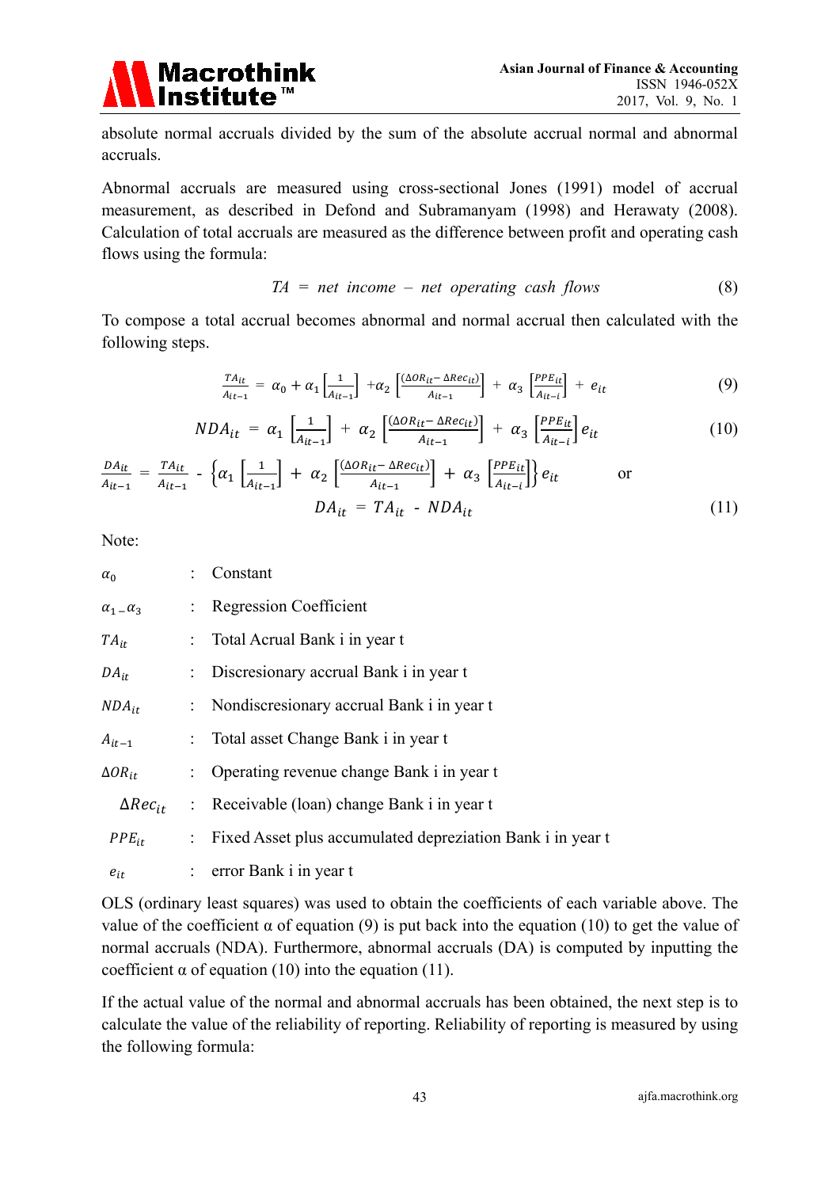absolute normal accruals divided by the sum of the absolute accrual normal and abnormal accruals.

Abnormal accruals are measured using cross-sectional Jones (1991) model of accrual measurement, as described in Defond and Subramanyam (1998) and Herawaty (2008). Calculation of total accruals are measured as the difference between profit and operating cash flows using the formula:

$$TA = net\ income - net\ operating\ cash\ flows \tag{8}$$

To compose a total accrual becomes abnormal and normal accrual then calculated with the following steps.

$$\frac{TA_{it}}{A_{it-1}} = \alpha_0 + \alpha_1 \left[\frac{1}{A_{it-1}}\right] + \alpha_2 \left[\frac{(\Delta OR_{it} - \Delta Rec_{it})}{A_{it-1}}\right] + \alpha_3 \left[\frac{PPE_{it}}{A_{it-i}}\right] + e_{it} \tag{9}$$

$$NDA_{it} = \alpha_1 \left[\frac{1}{A_{it-1}}\right] + \alpha_2 \left[\frac{(\Delta OR_{it} - \Delta Rec_{it})}{A_{it-1}}\right] + \alpha_3 \left[\frac{PPE_{it}}{A_{it-i}}\right] e_{it} \tag{10}$$

$$\frac{DA_{it}}{A_{it-1}} = \frac{TA_{it}}{A_{it-1}} - \left\{\alpha_1 \left[\frac{1}{A_{it-1}}\right] + \alpha_2 \left[\frac{(\Delta OR_{it} - \Delta Rec_{it})}{A_{it-1}}\right] + \alpha_3 \left[\frac{PPE_{it}}{A_{it-i}}\right]\right\} e_{it} \quad \text{or}$$

$$DA_{it} = TA_{it} - NDA_{it} \tag{11}$$

Note:

| | | |
|---|---|---|
| $\alpha_0$ | : | Constant |
| $\alpha_{1-}\alpha_3$ | : | Regression Coefficient |
| $TA_{it}$ | : | Total Acrual Bank i in year t |
| $DA_{it}$ | : | Discresionary accrual Bank i in year t |
| $NDA_{it}$ | : | Nondiscresionary accrual Bank i in year t |
| $A_{it-1}$ | : | Total asset Change Bank i in year t |
| $\Delta OR_{it}$ | : | Operating revenue change Bank i in year t |
| $\Delta Rec_{it}$ | : | Receivable (loan) change Bank i in year t |
| $PPE_{it}$ | : | Fixed Asset plus accumulated depreziation Bank i in year t |
| $e_{it}$ | : | error Bank i in year t |

OLS (ordinary least squares) was used to obtain the coefficients of each variable above. The value of the coefficient α of equation (9) is put back into the equation (10) to get the value of normal accruals (NDA). Furthermore, abnormal accruals (DA) is computed by inputting the coefficient α of equation (10) into the equation (11).

If the actual value of the normal and abnormal accruals has been obtained, the next step is to calculate the value of the reliability of reporting. Reliability of reporting is measured by using the following formula: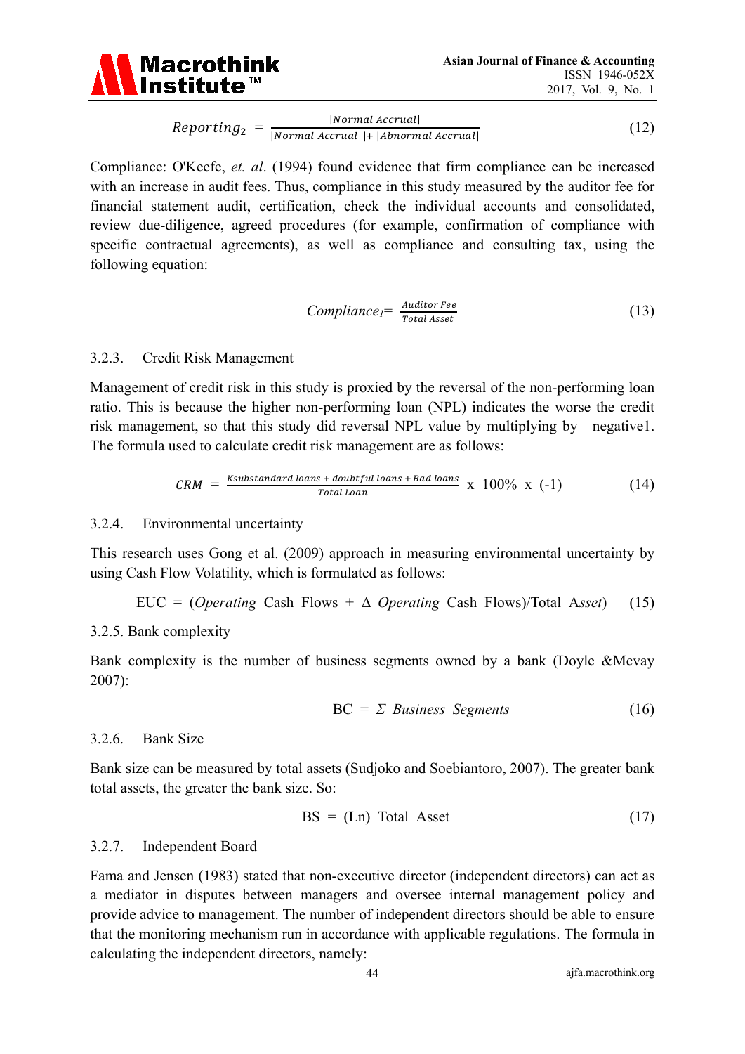$$Reporting_2 = \frac{|Normal\ Accrual|}{|Normal\ Accrual\ | + |Abnormal\ Accrual|} \tag{12}$$

Compliance: O'Keefe, *et. al*. (1994) found evidence that firm compliance can be increased with an increase in audit fees. Thus, compliance in this study measured by the auditor fee for financial statement audit, certification, check the individual accounts and consolidated, review due-diligence, agreed procedures (for example, confirmation of compliance with specific contractual agreements), as well as compliance and consulting tax, using the following equation:

$$Compliance_1 = \frac{Auditor\ Fee}{Total\ Asset} \tag{13}$$

### 3.2.3. Credit Risk Management

Management of credit risk in this study is proxied by the reversal of the non-performing loan ratio. This is because the higher non-performing loan (NPL) indicates the worse the credit risk management, so that this study did reversal NPL value by multiplying by negative1. The formula used to calculate credit risk management are as follows:

$$CRM = \frac{Ksubstandard\ loans + doubtful\ loans + Bad\ loans}{Total\ Loan} \times 100\% \times (-1) \tag{14}$$

### 3.2.4. Environmental uncertainty

This research uses Gong et al. (2009) approach in measuring environmental uncertainty by using Cash Flow Volatility, which is formulated as follows:

$$EUC = (Operating\ Cash\ Flows + \Delta\ Operating\ Cash\ Flows)/Total\ Asset) \tag{15}$$

### 3.2.5. Bank complexity

Bank complexity is the number of business segments owned by a bank (Doyle &Mcvay 2007):

$$BC = \Sigma\ Business\ Segments \tag{16}$$

### 3.2.6. Bank Size

Bank size can be measured by total assets (Sudjoko and Soebiantoro, 2007). The greater bank total assets, the greater the bank size. So:

$$BS = (Ln)\ Total\ Asset \tag{17}$$

### 3.2.7. Independent Board

Fama and Jensen (1983) stated that non-executive director (independent directors) can act as a mediator in disputes between managers and oversee internal management policy and provide advice to management. The number of independent directors should be able to ensure that the monitoring mechanism run in accordance with applicable regulations. The formula in calculating the independent directors, namely: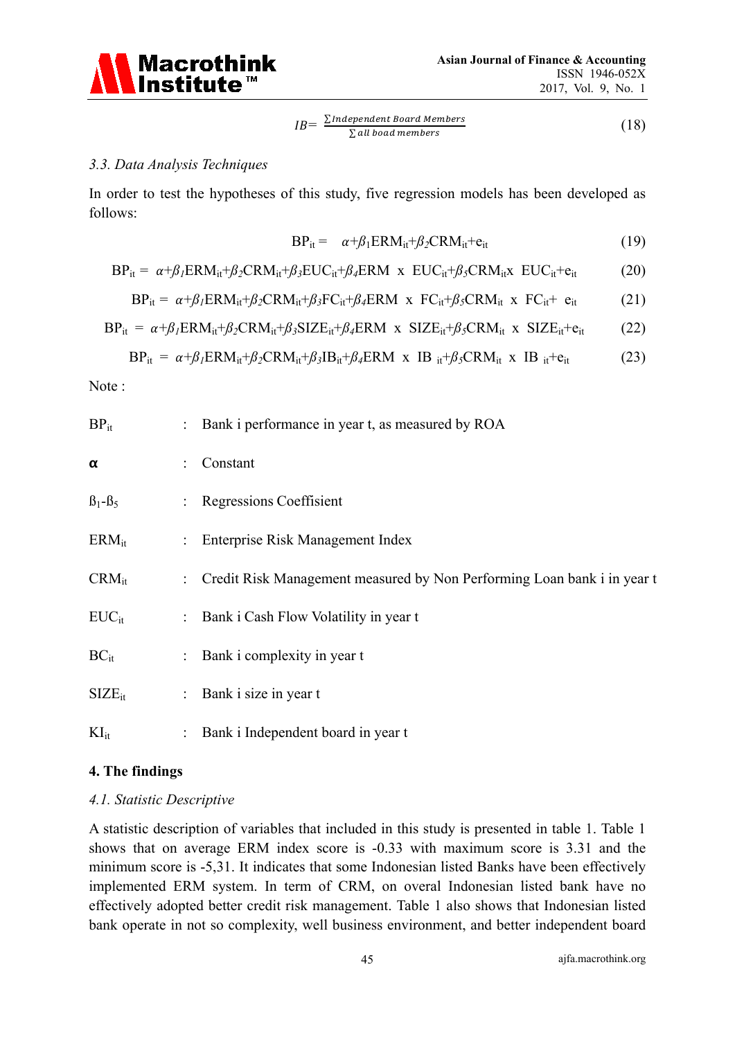$$IB = \frac{\sum Independent\ Board\ Members}{\sum all\ boad\ members} \tag{18}$$

### *3.3. Data Analysis Techniques*

In order to test the hypotheses of this study, five regression models has been developed as follows:

$$BP_{it} = \alpha + \beta_1 ERM_{it} + \beta_2 CRM_{it} + e_{it} \tag{19}$$

$$BP_{it} = \alpha + \beta_1 ERM_{it} + \beta_2 CRM_{it} + \beta_3 EUC_{it} + \beta_4 ERM \times EUC_{it} + \beta_5 CRM_{it} \times EUC_{it} + e_{it} \tag{20}$$

$$BP_{it} = \alpha + \beta_1 ERM_{it} + \beta_2 CRM_{it} + \beta_3 FC_{it} + \beta_4 ERM \times FC_{it} + \beta_5 CRM_{it} \times FC_{it} + e_{it} \tag{21}$$

$$BP_{it} = \alpha + \beta_1 ERM_{it} + \beta_2 CRM_{it} + \beta_3 SIZE_{it} + \beta_4 ERM \times SIZE_{it} + \beta_5 CRM_{it} \times SIZE_{it} + e_{it} \tag{22}$$

$$BP_{it} = \alpha + \beta_1 ERM_{it} + \beta_2 CRM_{it} + \beta_3 IB_{it} + \beta_4 ERM \times IB_{it} + \beta_5 CRM_{it} \times IB_{it} + e_{it} \tag{23}$$

Note :

| | | |
|---|---|---|
| $BP_{it}$ | : | Bank i performance in year t, as measured by ROA |
| **α** | : | Constant |
| $ß_1$-$ß_5$ | : | Regressions Coeffisient |
| $ERM_{it}$ | : | Enterprise Risk Management Index |
| $CRM_{it}$ | : | Credit Risk Management measured by Non Performing Loan bank i in year t |
| $EUC_{it}$ | : | Bank i Cash Flow Volatility in year t |
| $BC_{it}$ | : | Bank i complexity in year t |
| $SIZE_{it}$ | : | Bank i size in year t |
| $KI_{it}$ | : | Bank i Independent board in year t |

## 4. The findings

### *4.1. Statistic Descriptive*

A statistic description of variables that included in this study is presented in table 1. Table 1 shows that on average ERM index score is -0.33 with maximum score is 3.31 and the minimum score is -5,31. It indicates that some Indonesian listed Banks have been effectively implemented ERM system. In term of CRM, on overal Indonesian listed bank have no effectively adopted better credit risk management. Table 1 also shows that Indonesian listed bank operate in not so complexity, well business environment, and better independent board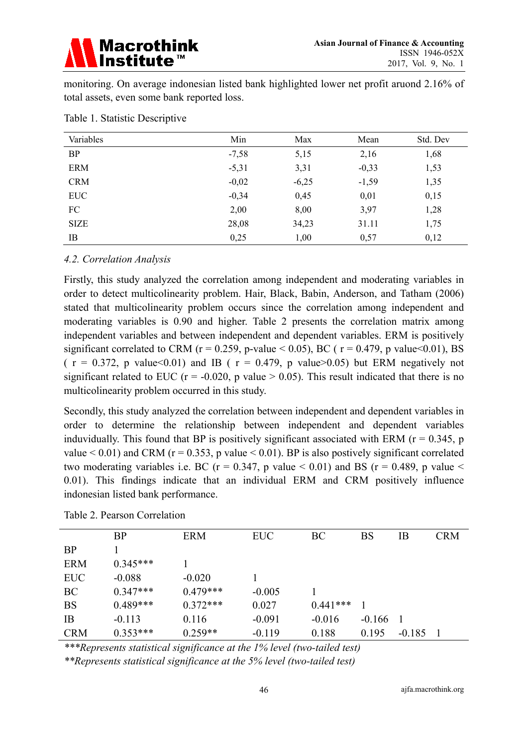monitoring. On average indonesian listed bank highlighted lower net profit aruond 2.16% of total assets, even some bank reported loss.

Table 1. Statistic Descriptive

| Variables | Min | Max | Mean | Std. Dev |
|---|---|---|---|---|
| BP | -7,58 | 5,15 | 2,16 | 1,68 |
| ERM | -5,31 | 3,31 | -0,33 | 1,53 |
| CRM | -0,02 | -6,25 | -1,59 | 1,35 |
| EUC | -0,34 | 0,45 | 0,01 | 0,15 |
| FC | 2,00 | 8,00 | 3,97 | 1,28 |
| SIZE | 28,08 | 34,23 | 31.11 | 1,75 |
| IB | 0,25 | 1,00 | 0,57 | 0,12 |

### *4.2. Correlation Analysis*

Firstly, this study analyzed the correlation among independent and moderating variables in order to detect multicolinearity problem. Hair, Black, Babin, Anderson, and Tatham (2006) stated that multicolinearity problem occurs since the correlation among independent and moderating variables is 0.90 and higher. Table 2 presents the correlation matrix among independent variables and between independent and dependent variables. ERM is positively significant correlated to CRM ($r = 0.259$, p-value $< 0.05$), BC ( $r = 0.479$, p value$<0.01$), BS ( $r = 0.372$, p value$<0.01$) and IB ( $r = 0.479$, p value$>0.05$) but ERM negatively not significant related to EUC ($r = -0.020$, p value $> 0.05$). This result indicated that there is no multicolinearity problem occurred in this study.

Secondly, this study analyzed the correlation between independent and dependent variables in order to determine the relationship between independent and dependent variables induvidually. This found that BP is positively significant associated with ERM ($r = 0.345$, p value $< 0.01$) and CRM ($r = 0.353$, p value $< 0.01$). BP is also postively significant correlated two moderating variables i.e. BC ($r = 0.347$, p value $< 0.01$) and BS ($r = 0.489$, p value $< 0.01$). This findings indicate that an individual ERM and CRM positively influence indonesian listed bank performance.

Table 2. Pearson Correlation

| | BP | ERM | EUC | BC | BS | IB | CRM |
|---|---|---|---|---|---|---|---|
| BP | 1 | | | | | | |
| ERM | 0.345*** | 1 | | | | | |
| EUC | -0.088 | -0.020 | 1 | | | | |
| BC | 0.347*** | 0.479*** | -0.005 | 1 | | | |
| BS | 0.489*** | 0.372*** | 0.027 | 0.441*** | 1 | | |
| IB | -0.113 | 0.116 | -0.091 | -0.016 | -0.166 | 1 | |
| CRM | 0.353*** | 0.259** | -0.119 | 0.188 | 0.195 | -0.185 | 1 |

*\*\*\*Represents statistical significance at the 1% level (two-tailed test)*

*\*\*Represents statistical significance at the 5% level (two-tailed test)*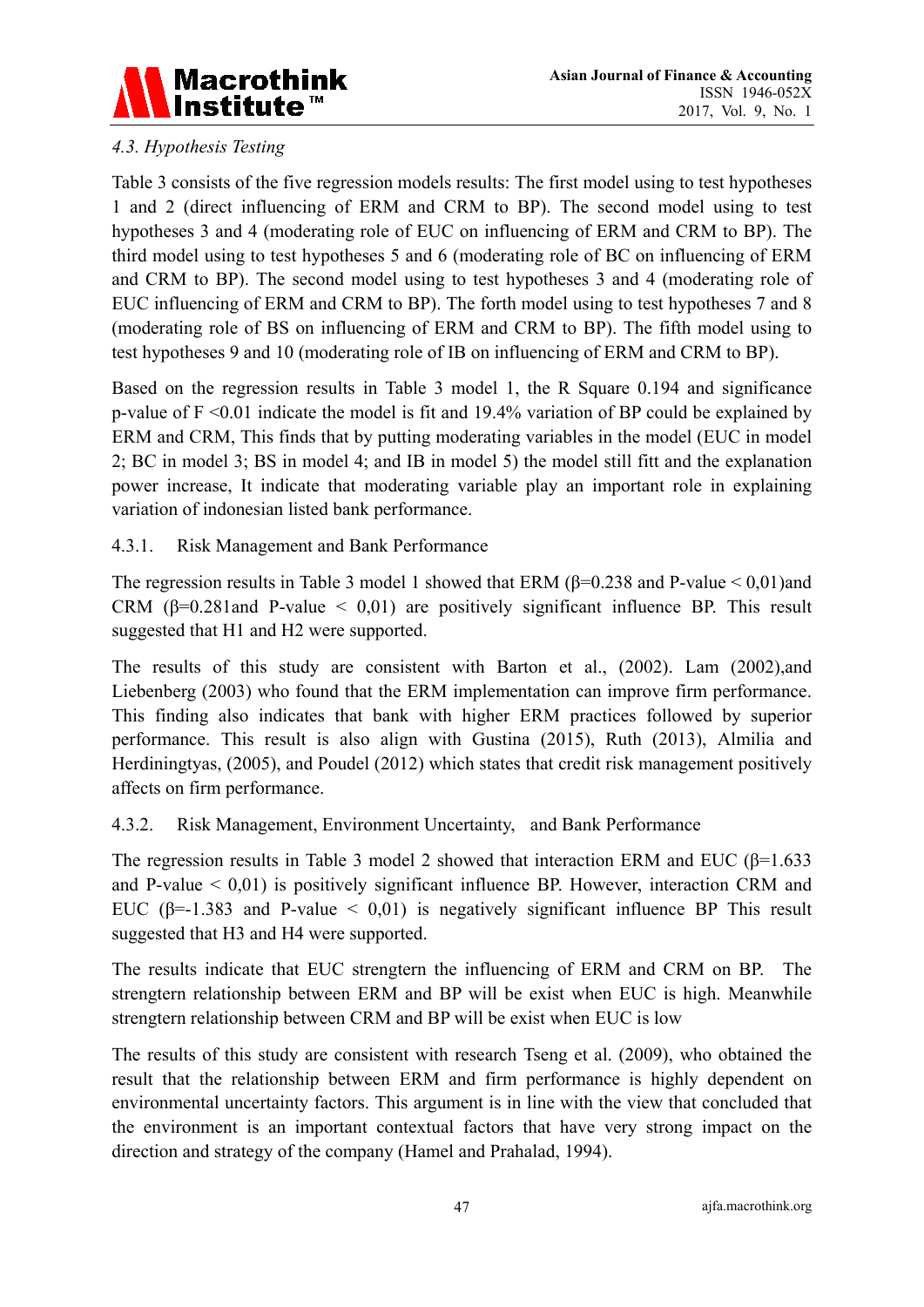### *4.3. Hypothesis Testing*

Table 3 consists of the five regression models results: The first model using to test hypotheses 1 and 2 (direct influencing of ERM and CRM to BP). The second model using to test hypotheses 3 and 4 (moderating role of EUC on influencing of ERM and CRM to BP). The third model using to test hypotheses 5 and 6 (moderating role of BC on influencing of ERM and CRM to BP). The second model using to test hypotheses 3 and 4 (moderating role of EUC influencing of ERM and CRM to BP). The forth model using to test hypotheses 7 and 8 (moderating role of BS on influencing of ERM and CRM to BP). The fifth model using to test hypotheses 9 and 10 (moderating role of IB on influencing of ERM and CRM to BP).

Based on the regression results in Table 3 model 1, the R Square 0.194 and significance p-value of F <0.01 indicate the model is fit and 19.4% variation of BP could be explained by ERM and CRM, This finds that by putting moderating variables in the model (EUC in model 2; BC in model 3; BS in model 4; and IB in model 5) the model still fitt and the explanation power increase, It indicate that moderating variable play an important role in explaining variation of indonesian listed bank performance.

#### 4.3.1. Risk Management and Bank Performance

The regression results in Table 3 model 1 showed that ERM (β=0.238 and P-value < 0,01)and CRM (β=0.281and P-value < 0,01) are positively significant influence BP. This result suggested that H1 and H2 were supported.

The results of this study are consistent with Barton et al., (2002). Lam (2002),and Liebenberg (2003) who found that the ERM implementation can improve firm performance. This finding also indicates that bank with higher ERM practices followed by superior performance. This result is also align with Gustina (2015), Ruth (2013), Almilia and Herdiningtyas, (2005), and Poudel (2012) which states that credit risk management positively affects on firm performance.

#### 4.3.2. Risk Management, Environment Uncertainty, and Bank Performance

The regression results in Table 3 model 2 showed that interaction ERM and EUC (β=1.633 and P-value < 0,01) is positively significant influence BP. However, interaction CRM and EUC (β=-1.383 and P-value < 0,01) is negatively significant influence BP This result suggested that H3 and H4 were supported.

The results indicate that EUC strengtern the influencing of ERM and CRM on BP. The strengtern relationship between ERM and BP will be exist when EUC is high. Meanwhile strengtern relationship between CRM and BP will be exist when EUC is low

The results of this study are consistent with research Tseng et al. (2009), who obtained the result that the relationship between ERM and firm performance is highly dependent on environmental uncertainty factors. This argument is in line with the view that concluded that the environment is an important contextual factors that have very strong impact on the direction and strategy of the company (Hamel and Prahalad, 1994).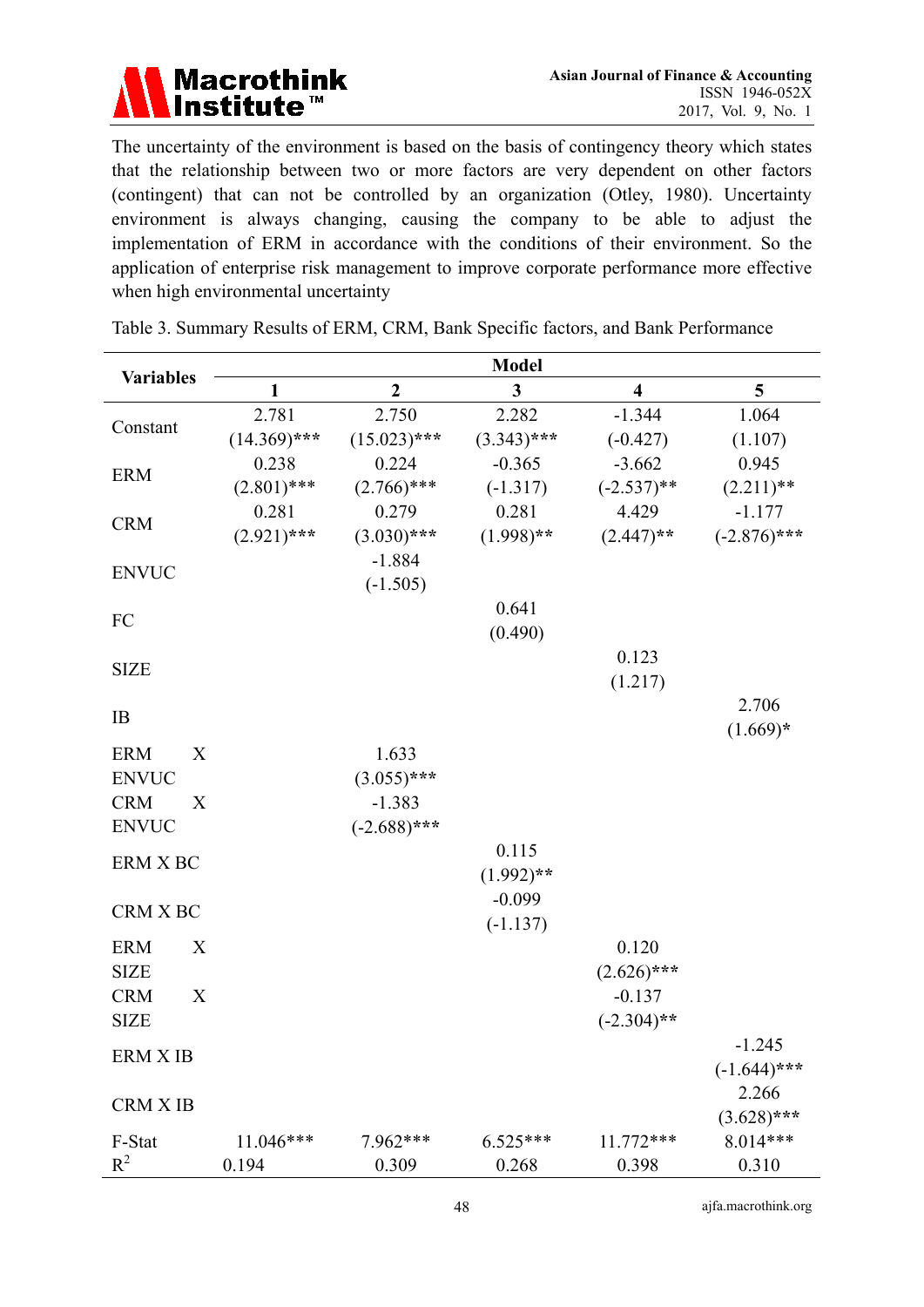The uncertainty of the environment is based on the basis of contingency theory which states that the relationship between two or more factors are very dependent on other factors (contingent) that can not be controlled by an organization (Otley, 1980). Uncertainty environment is always changing, causing the company to be able to adjust the implementation of ERM in accordance with the conditions of their environment. So the application of enterprise risk management to improve corporate performance more effective when high environmental uncertainty

Table 3. Summary Results of ERM, CRM, Bank Specific factors, and Bank Performance

| Variables | Model | | | | |
|---|---|---|---|---|---|
| | 1 | 2 | 3 | 4 | 5 |
| Constant | 2.781 (14.369)*** | 2.750 (15.023)*** | 2.282 (3.343)*** | -1.344 (-0.427) | 1.064 (1.107) |
| ERM | 0.238 (2.801)*** | 0.224 (2.766)*** | -0.365 (-1.317) | -3.662 (-2.537)** | 0.945 (2.211)** |
| CRM | 0.281 (2.921)*** | 0.279 (3.030)*** | 0.281 (1.998)** | 4.429 (2.447)** | -1.177 (-2.876)*** |
| ENVUC | | -1.884 (-1.505) | | | |
| FC | | | 0.641 (0.490) | | |
| SIZE | | | | 0.123 (1.217) | |
| IB | | | | | 2.706 (1.669)* |
| ERM X ENVUC | | 1.633 (3.055)*** | | | |
| CRM X ENVUC | | -1.383 (-2.688)*** | | | |
| ERM X BC | | | 0.115 (1.992)** | | |
| CRM X BC | | | -0.099 (-1.137) | | |
| ERM X SIZE | | | | 0.120 (2.626)*** | |
| CRM X SIZE | | | | -0.137 (-2.304)** | |
| ERM X IB | | | | | -1.245 (-1.644)*** |
| CRM X IB | | | | | 2.266 (3.628)*** |
| F-Stat | 11.046*** | 7.962*** | 6.525*** | 11.772*** | 8.014*** |
| $R^2$ | 0.194 | 0.309 | 0.268 | 0.398 | 0.310 |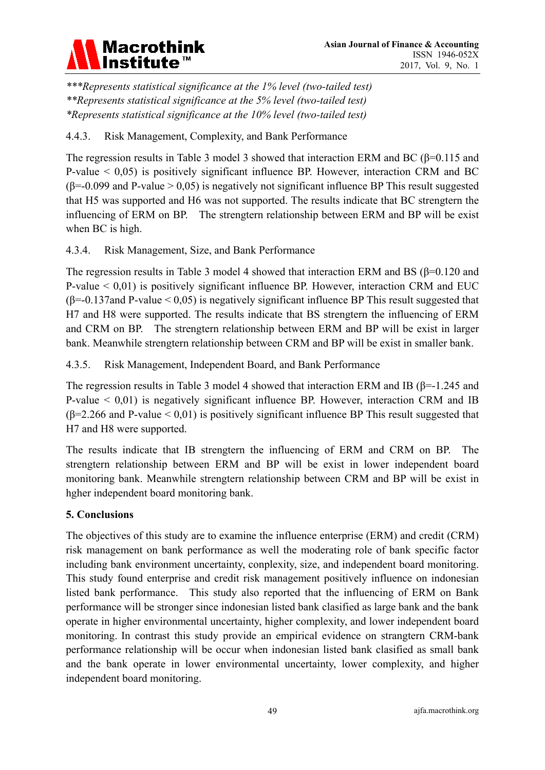*\*\*\*Represents statistical significance at the 1% level (two-tailed test)*
*\*\*Represents statistical significance at the 5% level (two-tailed test)*
*\*Represents statistical significance at the 10% level (two-tailed test)*

4.4.3. Risk Management, Complexity, and Bank Performance

The regression results in Table 3 model 3 showed that interaction ERM and BC (β=0.115 and P-value < 0,05) is positively significant influence BP. However, interaction CRM and BC (β=-0.099 and P-value > 0,05) is negatively not significant influence BP This result suggested that H5 was supported and H6 was not supported. The results indicate that BC strengtern the influencing of ERM on BP. The strengtern relationship between ERM and BP will be exist when BC is high.

4.3.4. Risk Management, Size, and Bank Performance

The regression results in Table 3 model 4 showed that interaction ERM and BS (β=0.120 and P-value < 0,01) is positively significant influence BP. However, interaction CRM and EUC (β=-0.137and P-value < 0,05) is negatively significant influence BP This result suggested that H7 and H8 were supported. The results indicate that BS strengtern the influencing of ERM and CRM on BP. The strengtern relationship between ERM and BP will be exist in larger bank. Meanwhile strengtern relationship between CRM and BP will be exist in smaller bank.

4.3.5. Risk Management, Independent Board, and Bank Performance

The regression results in Table 3 model 4 showed that interaction ERM and IB (β=-1.245 and P-value < 0,01) is negatively significant influence BP. However, interaction CRM and IB (β=2.266 and P-value < 0,01) is positively significant influence BP This result suggested that H7 and H8 were supported.

The results indicate that IB strengtern the influencing of ERM and CRM on BP. The strengtern relationship between ERM and BP will be exist in lower independent board monitoring bank. Meanwhile strengtern relationship between CRM and BP will be exist in hgher independent board monitoring bank.

## 5. Conclusions

The objectives of this study are to examine the influence enterprise (ERM) and credit (CRM) risk management on bank performance as well the moderating role of bank specific factor including bank environment uncertainty, conplexity, size, and independent board monitoring. This study found enterprise and credit risk management positively influence on indonesian listed bank performance. This study also reported that the influencing of ERM on Bank performance will be stronger since indonesian listed bank clasified as large bank and the bank operate in higher environmental uncertainty, higher complexity, and lower independent board monitoring. In contrast this study provide an empirical evidence on strangtern CRM-bank performance relationship will be occur when indonesian listed bank clasified as small bank and the bank operate in lower environmental uncertainty, lower complexity, and higher independent board monitoring.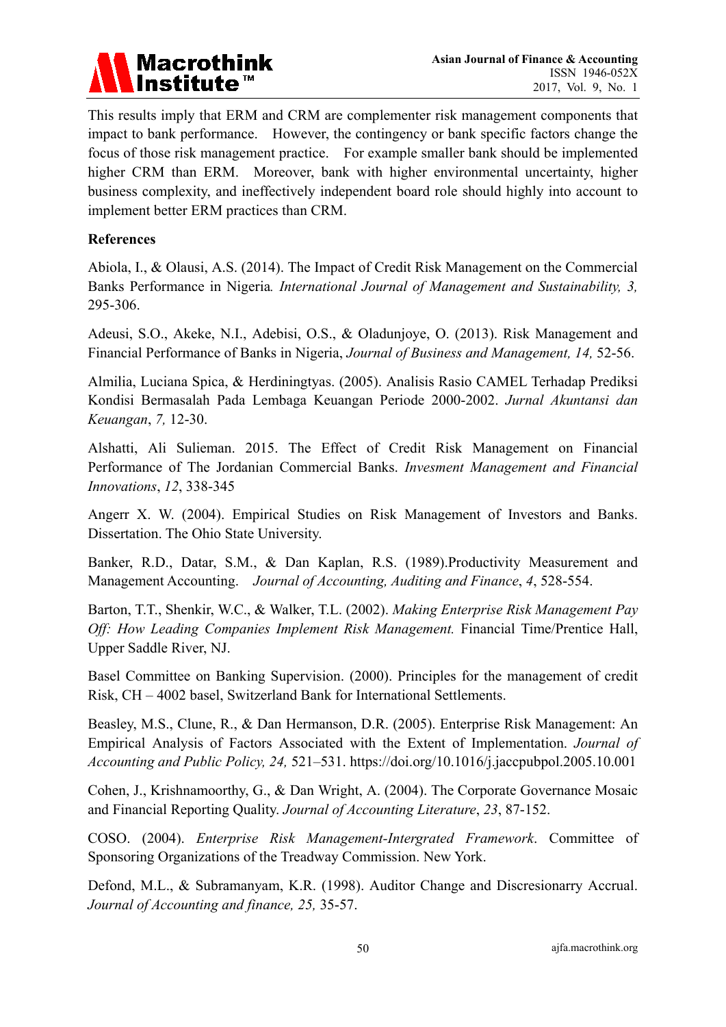This results imply that ERM and CRM are complementer risk management components that impact to bank performance. However, the contingency or bank specific factors change the focus of those risk management practice. For example smaller bank should be implemented higher CRM than ERM. Moreover, bank with higher environmental uncertainty, higher business complexity, and ineffectively independent board role should highly into account to implement better ERM practices than CRM.

**References**

Abiola, I., & Olausi, A.S. (2014). The Impact of Credit Risk Management on the Commercial Banks Performance in Nigeria*. International Journal of Management and Sustainability, 3,* 295-306.

Adeusi, S.O., Akeke, N.I., Adebisi, O.S., & Oladunjoye, O. (2013). Risk Management and Financial Performance of Banks in Nigeria, *Journal of Business and Management, 14,* 52-56.

Almilia, Luciana Spica, & Herdiningtyas. (2005). Analisis Rasio CAMEL Terhadap Prediksi Kondisi Bermasalah Pada Lembaga Keuangan Periode 2000-2002. *Jurnal Akuntansi dan Keuangan*, *7,* 12-30.

Alshatti, Ali Sulieman. 2015. The Effect of Credit Risk Management on Financial Performance of The Jordanian Commercial Banks. *Invesment Management and Financial Innovations*, *12*, 338-345

Angerr X. W. (2004). Empirical Studies on Risk Management of Investors and Banks. Dissertation. The Ohio State University.

Banker, R.D., Datar, S.M., & Dan Kaplan, R.S. (1989).Productivity Measurement and Management Accounting. *Journal of Accounting, Auditing and Finance*, *4*, 528-554.

Barton, T.T., Shenkir, W.C., & Walker, T.L. (2002). *Making Enterprise Risk Management Pay Off: How Leading Companies Implement Risk Management.* Financial Time/Prentice Hall, Upper Saddle River, NJ.

Basel Committee on Banking Supervision. (2000). Principles for the management of credit Risk, CH – 4002 basel, Switzerland Bank for International Settlements.

Beasley, M.S., Clune, R., & Dan Hermanson, D.R. (2005). Enterprise Risk Management: An Empirical Analysis of Factors Associated with the Extent of Implementation. *Journal of Accounting and Public Policy, 24,* 521–531. https://doi.org/10.1016/j.jaccpubpol.2005.10.001

Cohen, J., Krishnamoorthy, G., & Dan Wright, A. (2004). The Corporate Governance Mosaic and Financial Reporting Quality. *Journal of Accounting Literature*, *23*, 87-152.

COSO. (2004). *Enterprise Risk Management-Intergrated Framework*. Committee of Sponsoring Organizations of the Treadway Commission. New York.

Defond, M.L., & Subramanyam, K.R. (1998). Auditor Change and Discresionarry Accrual. *Journal of Accounting and finance, 25,* 35-57.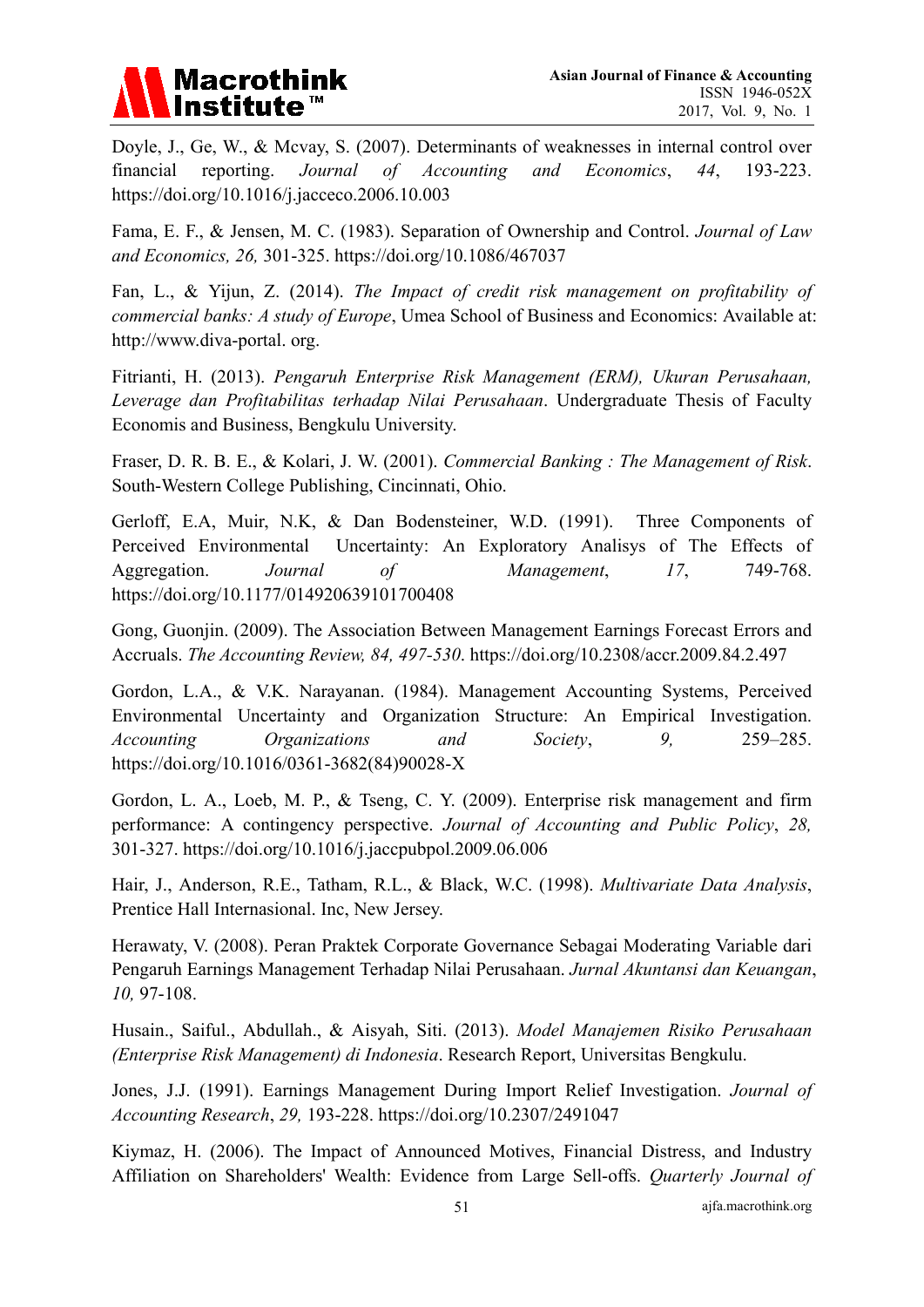Doyle, J., Ge, W., & Mcvay, S. (2007). Determinants of weaknesses in internal control over financial reporting. *Journal of Accounting and Economics*, *44*, 193-223. https://doi.org/10.1016/j.jacceco.2006.10.003

Fama, E. F., & Jensen, M. C. (1983). Separation of Ownership and Control. *Journal of Law and Economics, 26,* 301-325. https://doi.org/10.1086/467037

Fan, L., & Yijun, Z. (2014). *The Impact of credit risk management on profitability of commercial banks: A study of Europe*, Umea School of Business and Economics: Available at: http://www.diva-portal. org.

Fitrianti, H. (2013). *Pengaruh Enterprise Risk Management (ERM), Ukuran Perusahaan, Leverage dan Profitabilitas terhadap Nilai Perusahaan*. Undergraduate Thesis of Faculty Economis and Business, Bengkulu University.

Fraser, D. R. B. E., & Kolari, J. W. (2001). *Commercial Banking : The Management of Risk*. South-Western College Publishing, Cincinnati, Ohio.

Gerloff, E.A, Muir, N.K, & Dan Bodensteiner, W.D. (1991). Three Components of Perceived Environmental Uncertainty: An Exploratory Analisys of The Effects of Aggregation. *Journal of Management*, *17*, 749-768. https://doi.org/10.1177/014920639101700408

Gong, Guonjin. (2009). The Association Between Management Earnings Forecast Errors and Accruals. *The Accounting Review, 84, 497-530*. https://doi.org/10.2308/accr.2009.84.2.497

Gordon, L.A., & V.K. Narayanan. (1984). Management Accounting Systems, Perceived Environmental Uncertainty and Organization Structure: An Empirical Investigation. *Accounting Organizations and Society*, *9,* 259–285. https://doi.org/10.1016/0361-3682(84)90028-X

Gordon, L. A., Loeb, M. P., & Tseng, C. Y. (2009). Enterprise risk management and firm performance: A contingency perspective. *Journal of Accounting and Public Policy*, *28,* 301-327. https://doi.org/10.1016/j.jaccpubpol.2009.06.006

Hair, J., Anderson, R.E., Tatham, R.L., & Black, W.C. (1998). *Multivariate Data Analysis*, Prentice Hall Internasional. Inc, New Jersey.

Herawaty, V. (2008). Peran Praktek Corporate Governance Sebagai Moderating Variable dari Pengaruh Earnings Management Terhadap Nilai Perusahaan. *Jurnal Akuntansi dan Keuangan*, *10,* 97-108.

Husain., Saiful., Abdullah., & Aisyah, Siti. (2013). *Model Manajemen Risiko Perusahaan (Enterprise Risk Management) di Indonesia*. Research Report, Universitas Bengkulu.

Jones, J.J. (1991). Earnings Management During Import Relief Investigation. *Journal of Accounting Research*, *29,* 193-228. https://doi.org/10.2307/2491047

Kiymaz, H. (2006). The Impact of Announced Motives, Financial Distress, and Industry Affiliation on Shareholders' Wealth: Evidence from Large Sell-offs. *Quarterly Journal of*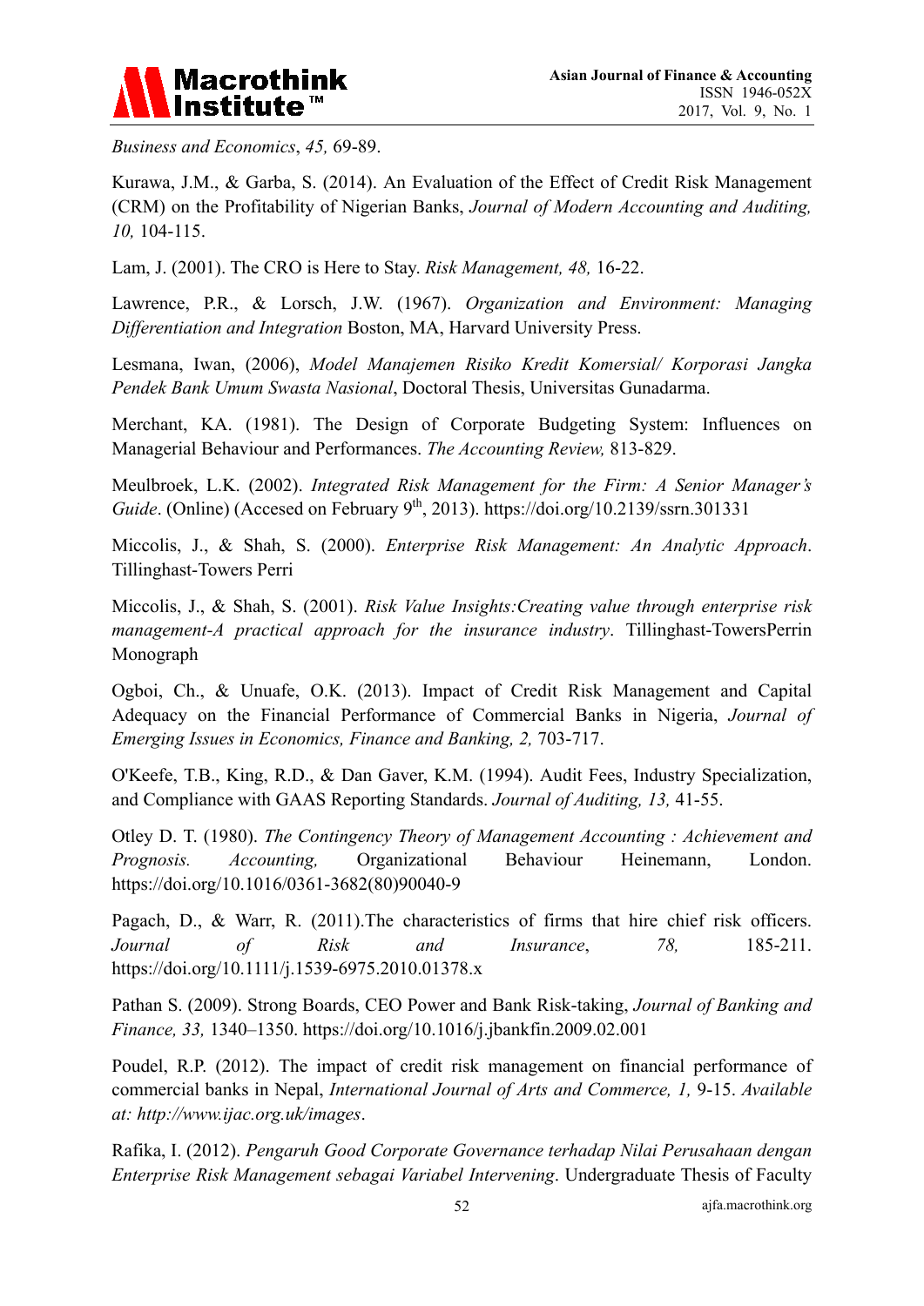*Business and Economics*, *45,* 69-89.

Kurawa, J.M., & Garba, S. (2014). An Evaluation of the Effect of Credit Risk Management (CRM) on the Profitability of Nigerian Banks, *Journal of Modern Accounting and Auditing, 10,* 104-115.

Lam, J. (2001). The CRO is Here to Stay. *Risk Management, 48,* 16-22.

Lawrence, P.R., & Lorsch, J.W. (1967). *Organization and Environment: Managing Differentiation and Integration* Boston, MA, Harvard University Press.

Lesmana, Iwan, (2006), *Model Manajemen Risiko Kredit Komersial/ Korporasi Jangka Pendek Bank Umum Swasta Nasional*, Doctoral Thesis, Universitas Gunadarma.

Merchant, KA. (1981). The Design of Corporate Budgeting System: Influences on Managerial Behaviour and Performances. *The Accounting Review,* 813-829.

Meulbroek, L.K. (2002). *Integrated Risk Management for the Firm: A Senior Manager's Guide*. (Online) (Accesed on February 9th, 2013). https://doi.org/10.2139/ssrn.301331

Miccolis, J., & Shah, S. (2000). *Enterprise Risk Management: An Analytic Approach*. Tillinghast-Towers Perri

Miccolis, J., & Shah, S. (2001). *Risk Value Insights:Creating value through enterprise risk management-A practical approach for the insurance industry*. Tillinghast-TowersPerrin Monograph

Ogboi, Ch., & Unuafe, O.K. (2013). Impact of Credit Risk Management and Capital Adequacy on the Financial Performance of Commercial Banks in Nigeria, *Journal of Emerging Issues in Economics, Finance and Banking, 2,* 703-717.

O'Keefe, T.B., King, R.D., & Dan Gaver, K.M. (1994). Audit Fees, Industry Specialization, and Compliance with GAAS Reporting Standards. *Journal of Auditing, 13,* 41-55.

Otley D. T. (1980). *The Contingency Theory of Management Accounting : Achievement and Prognosis. Accounting,* Organizational Behaviour Heinemann, London. https://doi.org/10.1016/0361-3682(80)90040-9

Pagach, D., & Warr, R. (2011).The characteristics of firms that hire chief risk officers. *Journal of Risk and Insurance*, *78,* 185-211. https://doi.org/10.1111/j.1539-6975.2010.01378.x

Pathan S. (2009). Strong Boards, CEO Power and Bank Risk-taking, *Journal of Banking and Finance, 33,* 1340–1350. https://doi.org/10.1016/j.jbankfin.2009.02.001

Poudel, R.P. (2012). The impact of credit risk management on financial performance of commercial banks in Nepal, *International Journal of Arts and Commerce, 1,* 9-15. *Available at: http://www.ijac.org.uk/images*.

Rafika, I. (2012). *Pengaruh Good Corporate Governance terhadap Nilai Perusahaan dengan Enterprise Risk Management sebagai Variabel Intervening*. Undergraduate Thesis of Faculty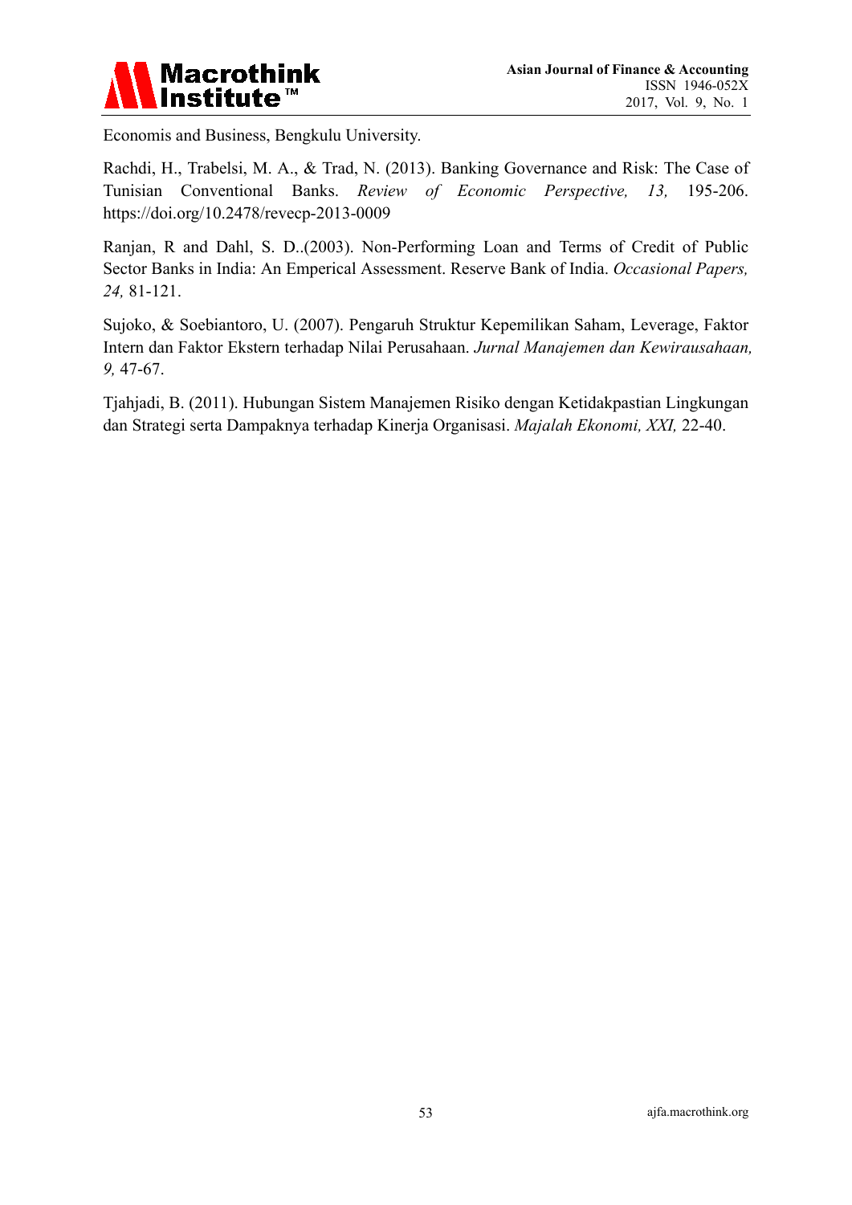Economis and Business, Bengkulu University.

Rachdi, H., Trabelsi, M. A., & Trad, N. (2013). Banking Governance and Risk: The Case of Tunisian Conventional Banks. *Review of Economic Perspective, 13,* 195-206. https://doi.org/10.2478/revecp-2013-0009

Ranjan, R and Dahl, S. D..(2003). Non-Performing Loan and Terms of Credit of Public Sector Banks in India: An Emperical Assessment. Reserve Bank of India. *Occasional Papers, 24,* 81-121.

Sujoko, & Soebiantoro, U. (2007). Pengaruh Struktur Kepemilikan Saham, Leverage, Faktor Intern dan Faktor Ekstern terhadap Nilai Perusahaan. *Jurnal Manajemen dan Kewirausahaan, 9,* 47-67.

Tjahjadi, B. (2011). Hubungan Sistem Manajemen Risiko dengan Ketidakpastian Lingkungan dan Strategi serta Dampaknya terhadap Kinerja Organisasi. *Majalah Ekonomi, XXI,* 22-40.